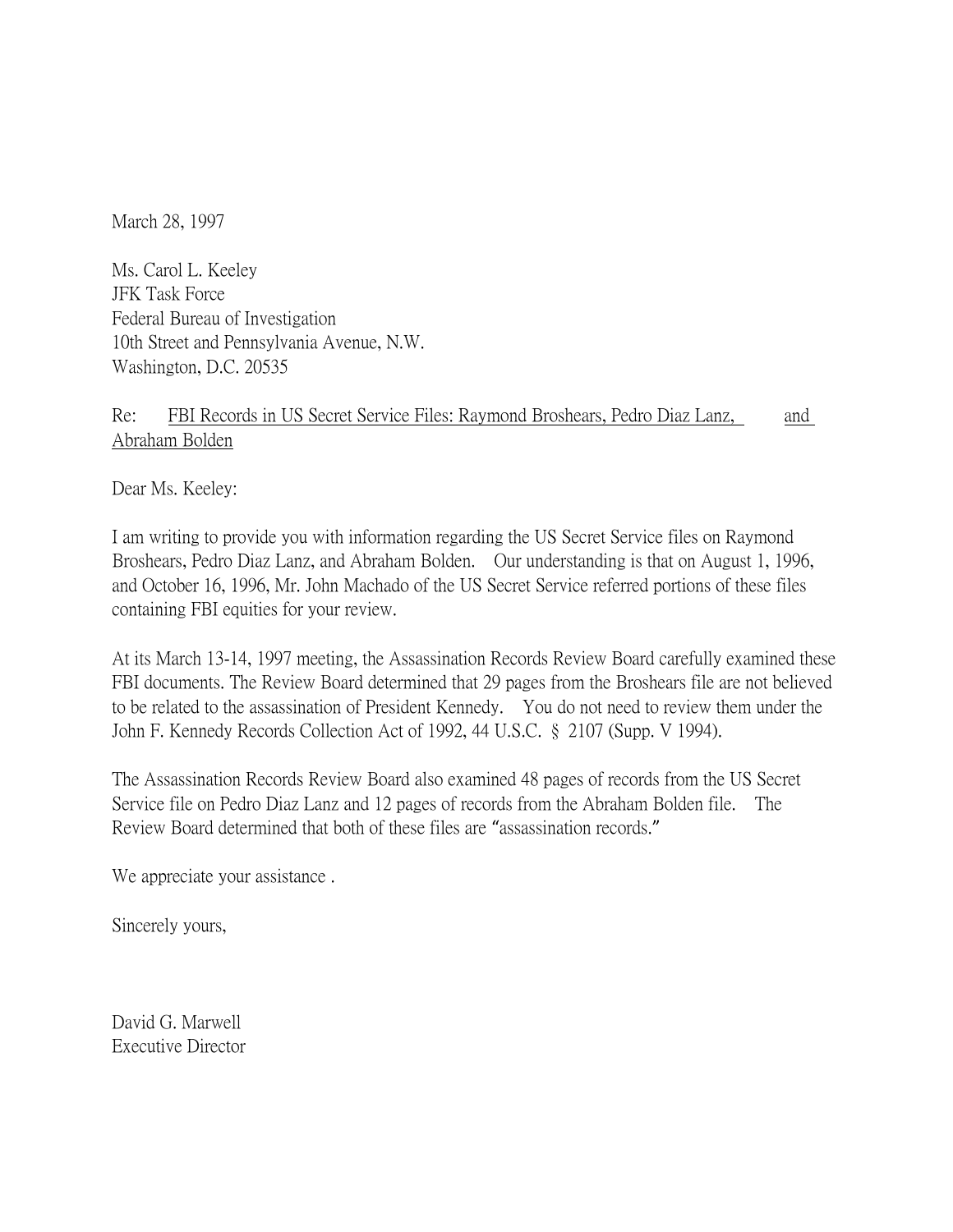March 28, 1997

Ms. Carol L. Keeley
JFK Task Force
Federal Bureau of Investigation
10th Street and Pennsylvania Avenue, N.W.
Washington, D.C. 20535

Re: FBI Records in US Secret Service Files: Raymond Broshears, Pedro Diaz Lanz, and Abraham Bolden

Dear Ms. Keeley:

I am writing to provide you with information regarding the US Secret Service files on Raymond Broshears, Pedro Diaz Lanz, and Abraham Bolden. Our understanding is that on August 1, 1996, and October 16, 1996, Mr. John Machado of the US Secret Service referred portions of these files containing FBI equities for your review.

At its March 13-14, 1997 meeting, the Assassination Records Review Board carefully examined these FBI documents. The Review Board determined that 29 pages from the Broshears file are not believed to be related to the assassination of President Kennedy. You do not need to review them under the John F. Kennedy Records Collection Act of 1992, 44 U.S.C. § 2107 (Supp. V 1994).

The Assassination Records Review Board also examined 48 pages of records from the US Secret Service file on Pedro Diaz Lanz and 12 pages of records from the Abraham Bolden file. The Review Board determined that both of these files are "assassination records."

We appreciate your assistance .

Sincerely yours,

David G. Marwell
Executive Director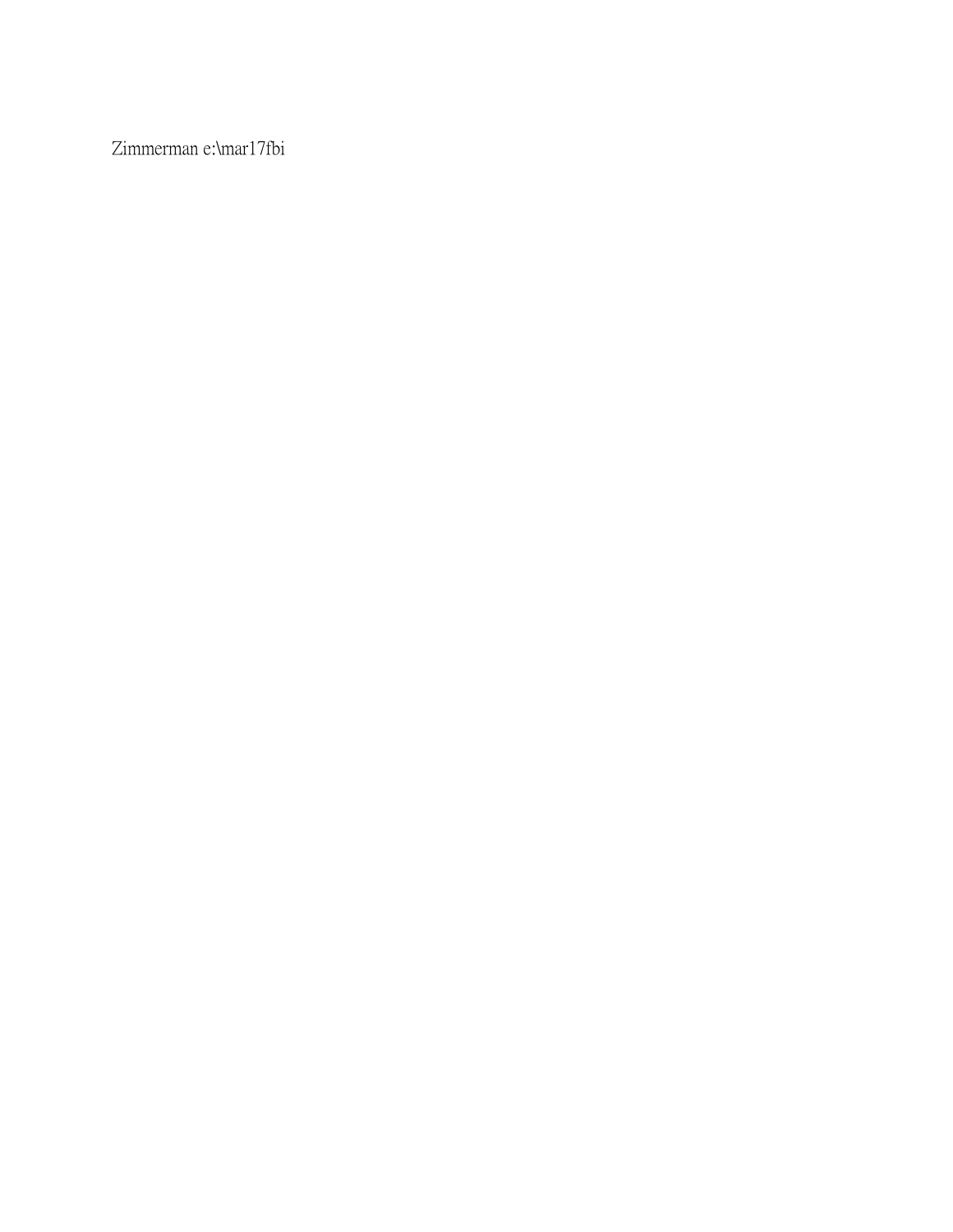Zimmerman e:\mar17fbi